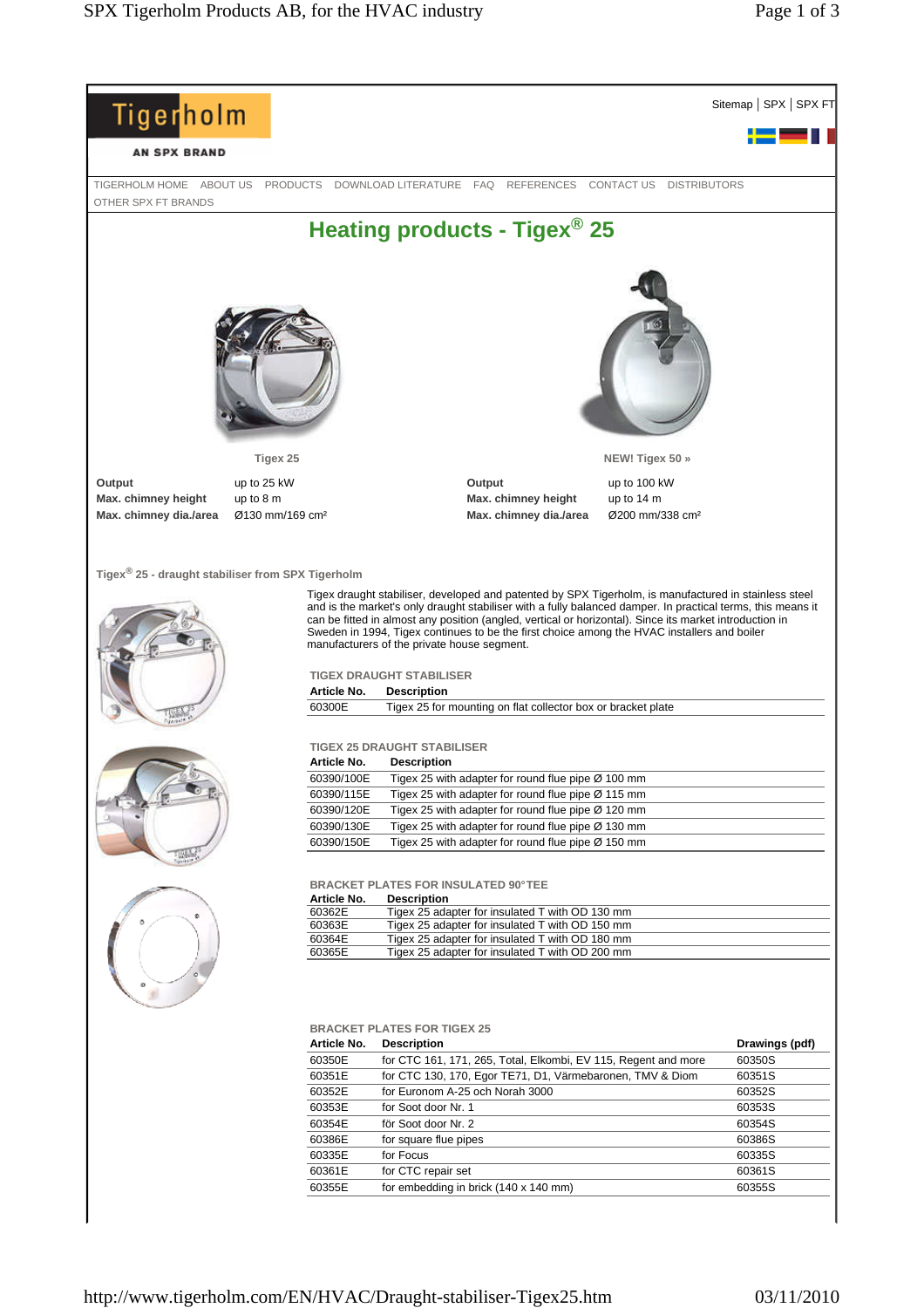Tigerholm

AN SPX BRAND

Sitemap | SPX | SPX FT

TIGERHOLM HOME ABOUT US PRODUCTS DOWNLOAD LITERATURE FAQ REFERENCES CONTACT US DISTRIBUTORS OTHER SPX FT BRANDS

# Heating products - Tigex® 25

| Tigex 25 | |
|---|---|
| **Output** | up to 25 kW |
| **Max. chimney height** | up to 8 m |
| **Max. chimney dia./area** | Ø130 mm/169 cm² |

| NEW! Tigex 50 » | |
|---|---|
| **Output** | up to 100 kW |
| **Max. chimney height** | up to 14 m |
| **Max. chimney dia./area** | Ø200 mm/338 cm² |

## Tigex® 25 - draught stabiliser from SPX Tigerholm

Tigex draught stabiliser, developed and patented by SPX Tigerholm, is manufactured in stainless steel and is the market's only draught stabiliser with a fully balanced damper. In practical terms, this means it can be fitted in almost any position (angled, vertical or horizontal). Since its market introduction in Sweden in 1994, Tigex continues to be the first choice among the HVAC installers and boiler manufacturers of the private house segment.

### TIGEX DRAUGHT STABILISER

| Article No. | Description |
|---|---|
| 60300E | Tigex 25 for mounting on flat collector box or bracket plate |

### TIGEX 25 DRAUGHT STABILISER

| Article No. | Description |
|---|---|
| 60390/100E | Tigex 25 with adapter for round flue pipe Ø 100 mm |
| 60390/115E | Tigex 25 with adapter for round flue pipe Ø 115 mm |
| 60390/120E | Tigex 25 with adapter for round flue pipe Ø 120 mm |
| 60390/130E | Tigex 25 with adapter for round flue pipe Ø 130 mm |
| 60390/150E | Tigex 25 with adapter for round flue pipe Ø 150 mm |

### BRACKET PLATES FOR INSULATED 90°TEE

| Article No. | Description |
|---|---|
| 60362E | Tigex 25 adapter for insulated T with OD 130 mm |
| 60363E | Tigex 25 adapter for insulated T with OD 150 mm |
| 60364E | Tigex 25 adapter for insulated T with OD 180 mm |
| 60365E | Tigex 25 adapter for insulated T with OD 200 mm |

### BRACKET PLATES FOR TIGEX 25

| Article No. | Description | Drawings (pdf) |
|---|---|---|
| 60350E | for CTC 161, 171, 265, Total, Elkombi, EV 115, Regent and more | 60350S |
| 60351E | for CTC 130, 170, Egor TE71, D1, Värmebaronen, TMV & Diom | 60351S |
| 60352E | for Euronom A-25 och Norah 3000 | 60352S |
| 60353E | for Soot door Nr. 1 | 60353S |
| 60354E | för Soot door Nr. 2 | 60354S |
| 60386E | for square flue pipes | 60386S |
| 60335E | for Focus | 60335S |
| 60361E | for CTC repair set | 60361S |
| 60355E | for embedding in brick (140 x 140 mm) | 60355S |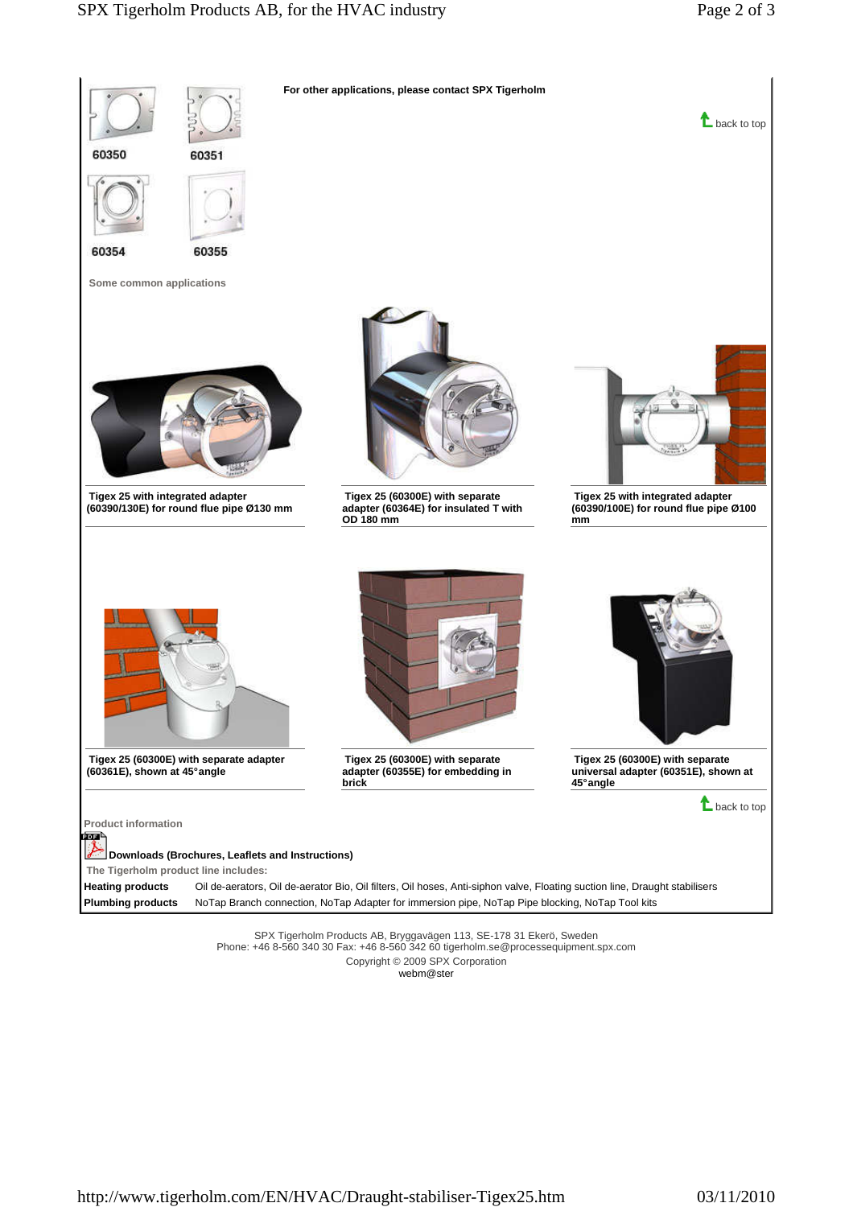60350

60351

60354

60355

For other applications, please contact SPX Tigerholm

back to top

Some common applications

**Tigex 25 with integrated adapter (60390/130E) for round flue pipe Ø130 mm**

**Tigex 25 (60300E) with separate adapter (60364E) for insulated T with OD 180 mm**

**Tigex 25 with integrated adapter (60390/100E) for round flue pipe Ø100 mm**

**Tigex 25 (60300E) with separate adapter (60361E), shown at 45°angle**

**Tigex 25 (60300E) with separate adapter (60355E) for embedding in brick**

**Tigex 25 (60300E) with separate universal adapter (60351E), shown at 45°angle**

back to top

Product information

**Downloads (Brochures, Leaflets and Instructions)**

The Tigerholm product line includes:

| | |
|---|---|
| **Heating products** | Oil de-aerators, Oil de-aerator Bio, Oil filters, Oil hoses, Anti-siphon valve, Floating suction line, Draught stabilisers |
| **Plumbing products** | NoTap Branch connection, NoTap Adapter for immersion pipe, NoTap Pipe blocking, NoTap Tool kits |

SPX Tigerholm Products AB, Bryggavägen 113, SE-178 31 Ekerö, Sweden
Phone: +46 8-560 340 30 Fax: +46 8-560 342 60 tigerholm.se@processequipment.spx.com
Copyright © 2009 SPX Corporation
webm@ster